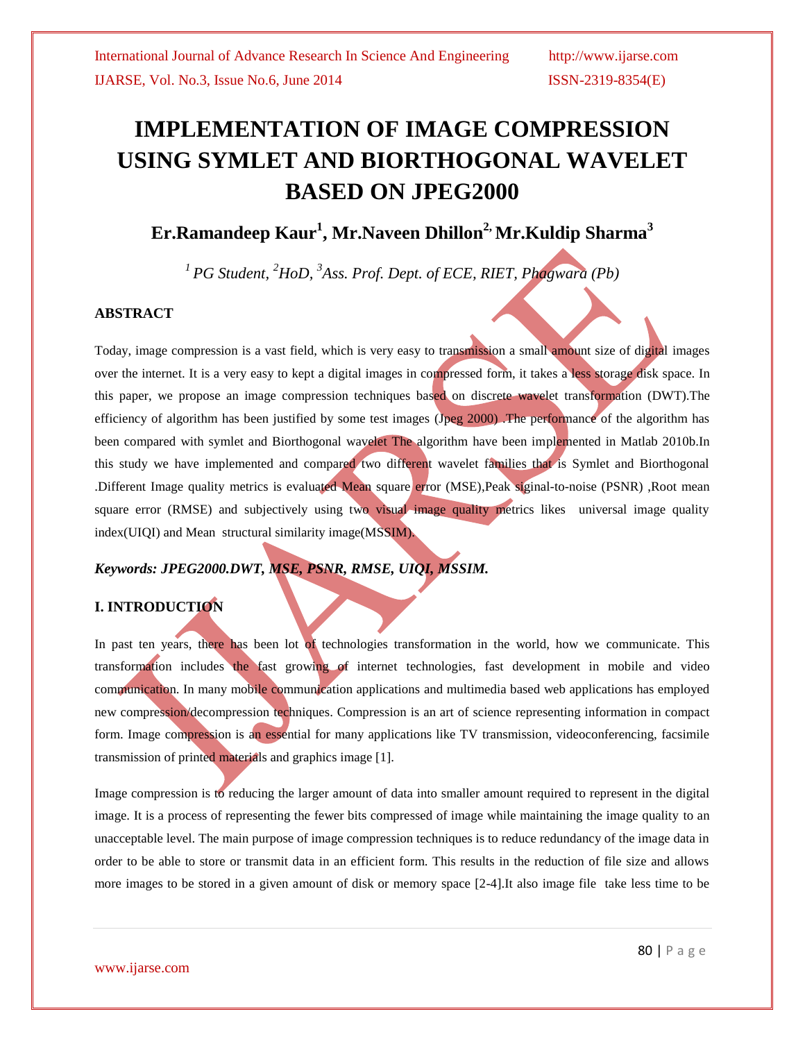# IMPLEMENTATION OF IMAGE COMPRESSION USING SYMLET AND BIORTHOGONAL WAVELET BASED ON JPEG2000

## Er.Ramandeep Kaur[1], Mr.Naveen Dhillon[2], Mr.Kuldip Sharma[3]

*[1] PG Student, [2]HoD, [3]Ass. Prof. Dept. of ECE, RIET, Phagwara (Pb)*

### ABSTRACT

Today, image compression is a vast field, which is very easy to transmission a small amount size of digital images over the internet. It is a very easy to kept a digital images in compressed form, it takes a less storage disk space. In this paper, we propose an image compression techniques based on discrete wavelet transformation (DWT).The efficiency of algorithm has been justified by some test images (Jpeg 2000) .The performance of the algorithm has been compared with symlet and Biorthogonal wavelet The algorithm have been implemented in Matlab 2010b.In this study we have implemented and compared two different wavelet families that is Symlet and Biorthogonal .Different Image quality metrics is evaluated Mean square error (MSE),Peak signal-to-noise (PSNR) ,Root mean square error (RMSE) and subjectively using two visual image quality metrics likes universal image quality index(UIQI) and Mean structural similarity image(MSSIM).

***Keywords: JPEG2000.DWT, MSE, PSNR, RMSE, UIQI, MSSIM.***

### I. INTRODUCTION

In past ten years, there has been lot of technologies transformation in the world, how we communicate. This transformation includes the fast growing of internet technologies, fast development in mobile and video communication. In many mobile communication applications and multimedia based web applications has employed new compression/decompression techniques. Compression is an art of science representing information in compact form. Image compression is an essential for many applications like TV transmission, videoconferencing, facsimile transmission of printed materials and graphics image [1].

Image compression is to reducing the larger amount of data into smaller amount required to represent in the digital image. It is a process of representing the fewer bits compressed of image while maintaining the image quality to an unacceptable level. The main purpose of image compression techniques is to reduce redundancy of the image data in order to be able to store or transmit data in an efficient form. This results in the reduction of file size and allows more images to be stored in a given amount of disk or memory space [2-4].It also image file take less time to be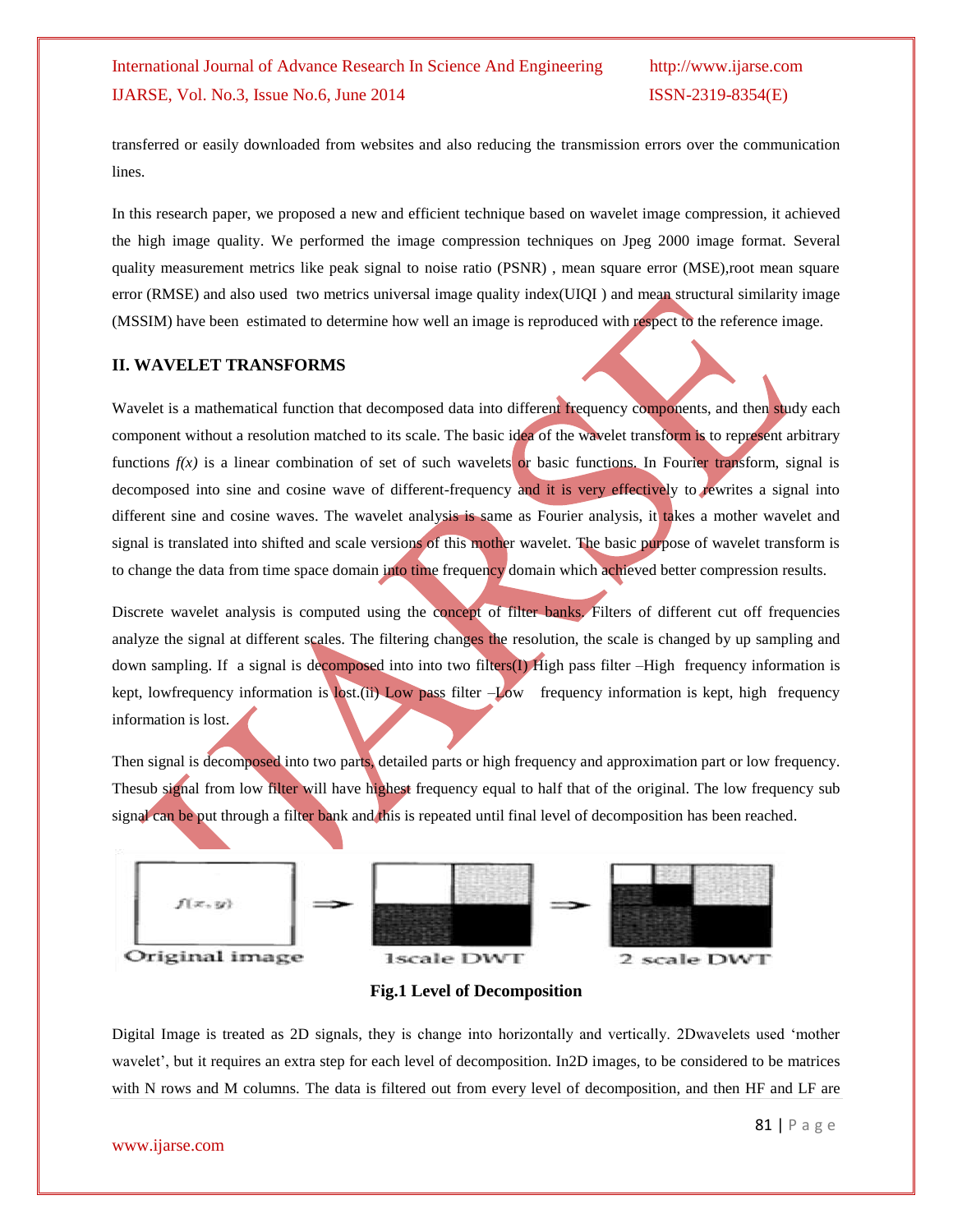transferred or easily downloaded from websites and also reducing the transmission errors over the communication lines.

In this research paper, we proposed a new and efficient technique based on wavelet image compression, it achieved the high image quality. We performed the image compression techniques on Jpeg 2000 image format. Several quality measurement metrics like peak signal to noise ratio (PSNR) , mean square error (MSE),root mean square error (RMSE) and also used two metrics universal image quality index(UIQI ) and mean structural similarity image (MSSIM) have been estimated to determine how well an image is reproduced with respect to the reference image.

## II. WAVELET TRANSFORMS

Wavelet is a mathematical function that decomposed data into different frequency components, and then study each component without a resolution matched to its scale. The basic idea of the wavelet transform is to represent arbitrary functions *f(x)* is a linear combination of set of such wavelets or basic functions. In Fourier transform, signal is decomposed into sine and cosine wave of different-frequency and it is very effectively to rewrites a signal into different sine and cosine waves. The wavelet analysis is same as Fourier analysis, it takes a mother wavelet and signal is translated into shifted and scale versions of this mother wavelet. The basic purpose of wavelet transform is to change the data from time space domain into time frequency domain which achieved better compression results.

Discrete wavelet analysis is computed using the concept of filter banks. Filters of different cut off frequencies analyze the signal at different scales. The filtering changes the resolution, the scale is changed by up sampling and down sampling. If a signal is decomposed into into two filters(I) High pass filter –High frequency information is kept, lowfrequency information is lost.(ii) Low pass filter –Low frequency information is kept, high frequency information is lost.

Then signal is decomposed into two parts, detailed parts or high frequency and approximation part or low frequency. Thesub signal from low filter will have highest frequency equal to half that of the original. The low frequency sub signal can be put through a filter bank and this is repeated until final level of decomposition has been reached.

**Fig.1 Level of Decomposition**

Digital Image is treated as 2D signals, they is change into horizontally and vertically. 2Dwavelets used 'mother wavelet', but it requires an extra step for each level of decomposition. In2D images, to be considered to be matrices with N rows and M columns. The data is filtered out from every level of decomposition, and then HF and LF are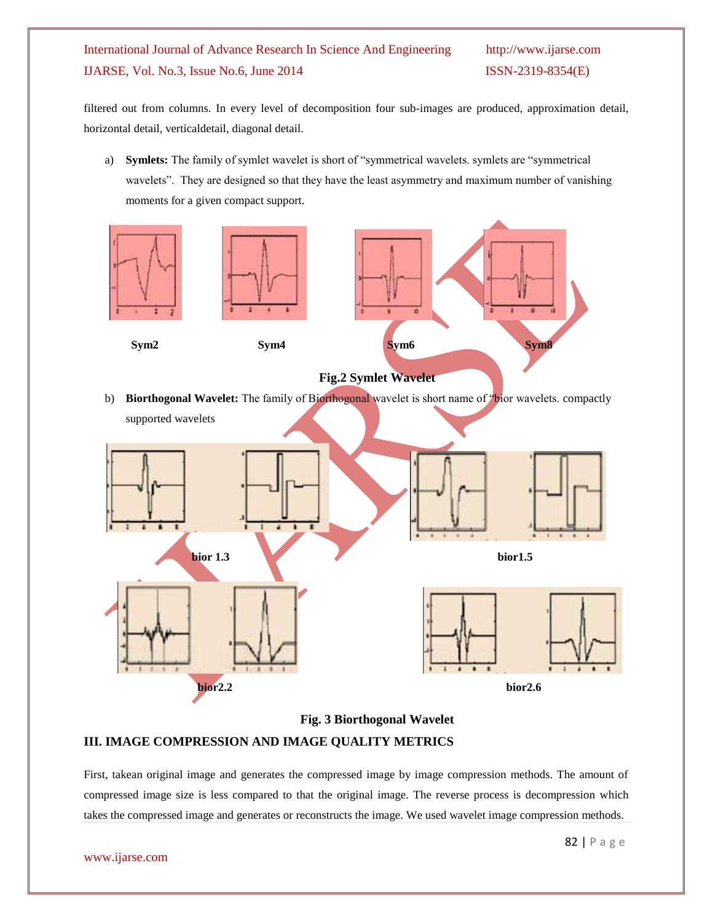filtered out from columns. In every level of decomposition four sub-images are produced, approximation detail, horizontal detail, verticaldetail, diagonal detail.

a) **Symlets:** The family of symlet wavelet is short of "symmetrical wavelets. symlets are "symmetrical wavelets". They are designed so that they have the least asymmetry and maximum number of vanishing moments for a given compact support.

Sym2 Sym4 Sym6 Sym8

**Fig.2 Symlet Wavelet**

b) **Biorthogonal Wavelet:** The family of Biorthogonal wavelet is short name of "bior wavelets. compactly supported wavelets

bior 1.3 bior1.5

bior2.2 bior2.6

**Fig. 3 Biorthogonal Wavelet**

## III. IMAGE COMPRESSION AND IMAGE QUALITY METRICS

First, takean original image and generates the compressed image by image compression methods. The amount of compressed image size is less compared to that the original image. The reverse process is decompression which takes the compressed image and generates or reconstructs the image. We used wavelet image compression methods.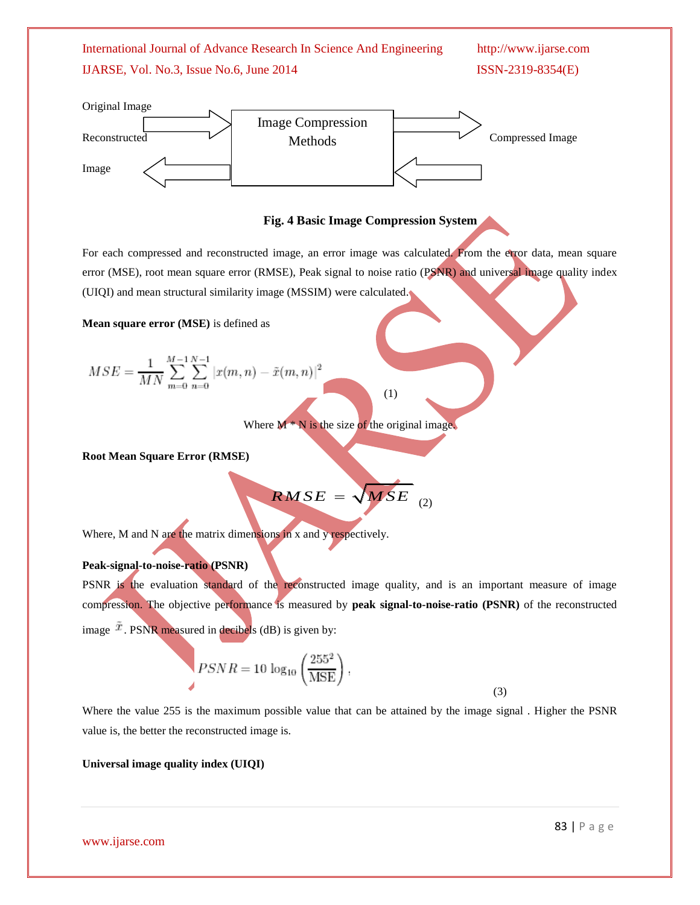Original Image

Reconstructed

Image

Image Compression Methods

Compressed Image

**Fig. 4 Basic Image Compression System**

For each compressed and reconstructed image, an error image was calculated. From the error data, mean square error (MSE), root mean square error (RMSE), Peak signal to noise ratio (PSNR) and universal image quality index (UIQI) and mean structural similarity image (MSSIM) were calculated.

**Mean square error (MSE)** is defined as

$$MSE = \frac{1}{MN} \sum_{m=0}^{M-1} \sum_{n=0}^{N-1} |x(m,n) - \tilde{x}(m,n)|^2 \quad (1)$$

Where M * N is the size of the original image.

**Root Mean Square Error (RMSE)**

$$RMSE = \sqrt{MSE} \quad (2)$$

Where, M and N are the matrix dimensions in x and y respectively.

**Peak-signal-to-noise-ratio (PSNR)**

PSNR is the evaluation standard of the reconstructed image quality, and is an important measure of image compression. The objective performance is measured by **peak signal-to-noise-ratio (PSNR)** of the reconstructed image $\tilde{x}$. PSNR measured in decibels (dB) is given by:

$$PSNR = 10 \log_{10} \left( \frac{255^2}{\text{MSE}} \right), \quad (3)$$

Where the value 255 is the maximum possible value that can be attained by the image signal . Higher the PSNR value is, the better the reconstructed image is.

**Universal image quality index (UIQI)**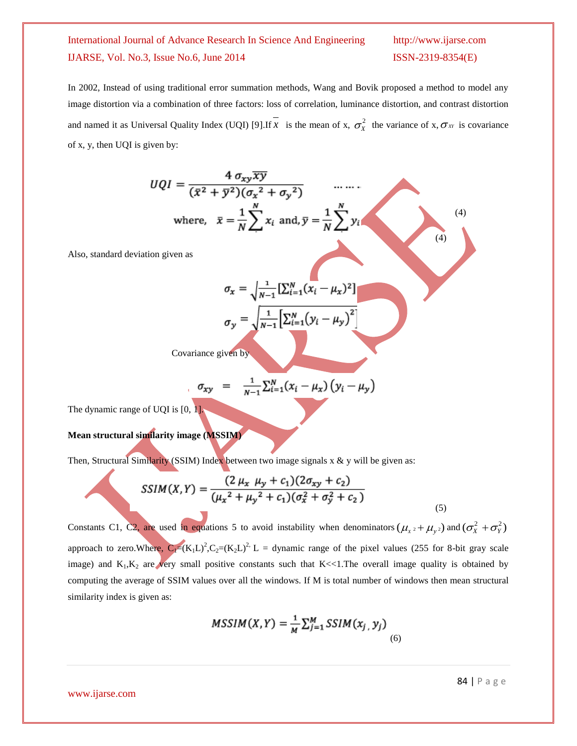In 2002, Instead of using traditional error summation methods, Wang and Bovik proposed a method to model any image distortion via a combination of three factors: loss of correlation, luminance distortion, and contrast distortion and named it as Universal Quality Index (UQI) [9].If $\bar{x}$ is the mean of x, $\sigma_X^2$ the variance of x, $\sigma_{XY}$ is covariance of x, y, then UQI is given by:

$$UQI = \frac{4\,\sigma_{xy}\overline{xy}}{(\bar{x}^2+\bar{y}^2)(\sigma_x{}^2+\sigma_y{}^2)} \quad \dots\dots$$

$$\text{where,} \quad \bar{x} = \frac{1}{N}\sum^{N} x_i \ \text{ and}, \bar{y} = \frac{1}{N}\sum^{N} y_i \quad (4)$$

(4)

Also, standard deviation given as

$$\sigma_x = \sqrt{\frac{1}{N-1}\left[\sum_{i=1}^{N}(x_i-\mu_x)^2\right]}$$

$$\sigma_y = \sqrt{\frac{1}{N-1}\left[\sum_{i=1}^{N}(y_i-\mu_y)^2\right]}$$

Covariance given by

$$\sigma_{xy} = \frac{1}{N-1}\sum_{i=1}^{N}(x_i-\mu_x)(y_i-\mu_y)$$

The dynamic range of UQI is [0, 1].

**Mean structural similarity image (MSSIM)**

Then, Structural Similarity (SSIM) Index between two image signals x & y will be given as:

$$SSIM(X,Y) = \frac{(2\,\mu_x\,\mu_y + c_1)(2\sigma_{xy}+c_2)}{(\mu_x{}^2+\mu_y{}^2+c_1)(\sigma_x^2+\sigma_y^2+c_2)} \quad (5)$$

Constants C1, C2, are used in equations 5 to avoid instability when denominators $(\mu_{x^2}+\mu_{y^2})$ and $(\sigma_X^2+\sigma_Y^2)$ approach to zero.Where, $C_1=(K_1L)^2$,$C_2=(K_2L)^2$, L = dynamic range of the pixel values (255 for 8-bit gray scale image) and $K_1$,$K_2$ are very small positive constants such that K<<1.The overall image quality is obtained by computing the average of SSIM values over all the windows. If M is total number of windows then mean structural similarity index is given as:

$$MSSIM(X,Y) = \frac{1}{M}\sum_{j=1}^{M} SSIM(x_j, y_j) \quad (6)$$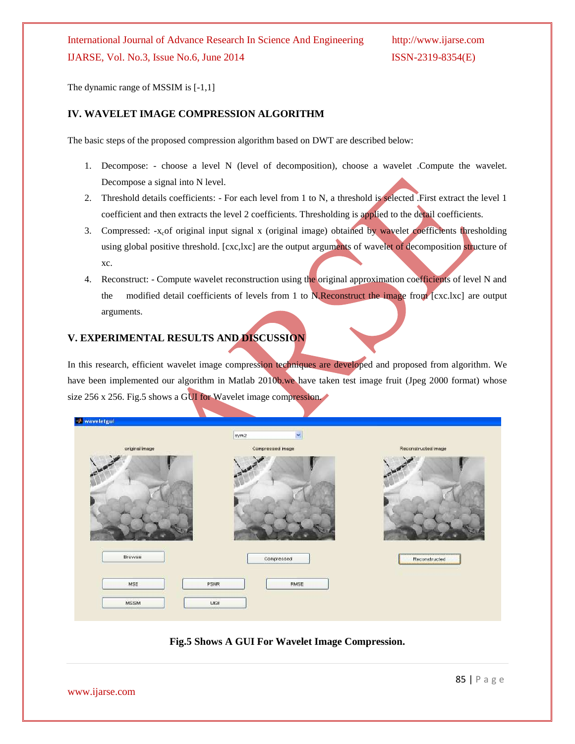The dynamic range of MSSIM is [-1,1]

## IV. WAVELET IMAGE COMPRESSION ALGORITHM

The basic steps of the proposed compression algorithm based on DWT are described below:

1. Decompose: - choose a level N (level of decomposition), choose a wavelet .Compute the wavelet. Decompose a signal into N level.
2. Threshold details coefficients: - For each level from 1 to N, a threshold is selected .First extract the level 1 coefficient and then extracts the level 2 coefficients. Thresholding is applied to the detail coefficients.
3. Compressed: -$x_c$of original input signal x (original image) obtained by wavelet coefficients thresholding using global positive threshold. [cxc,lxc] are the output arguments of wavelet of decomposition structure of xc.
4. Reconstruct: - Compute wavelet reconstruction using the original approximation coefficients of level N and the modified detail coefficients of levels from 1 to N.Reconstruct the image from [cxc.lxc] are output arguments.

## V. EXPERIMENTAL RESULTS AND DISCUSSION

In this research, efficient wavelet image compression techniques are developed and proposed from algorithm. We have been implemented our algorithm in Matlab 2010b.we have taken test image fruit (Jpeg 2000 format) whose size 256 x 256. Fig.5 shows a GUI for Wavelet image compression.

**Fig.5 Shows A GUI For Wavelet Image Compression.**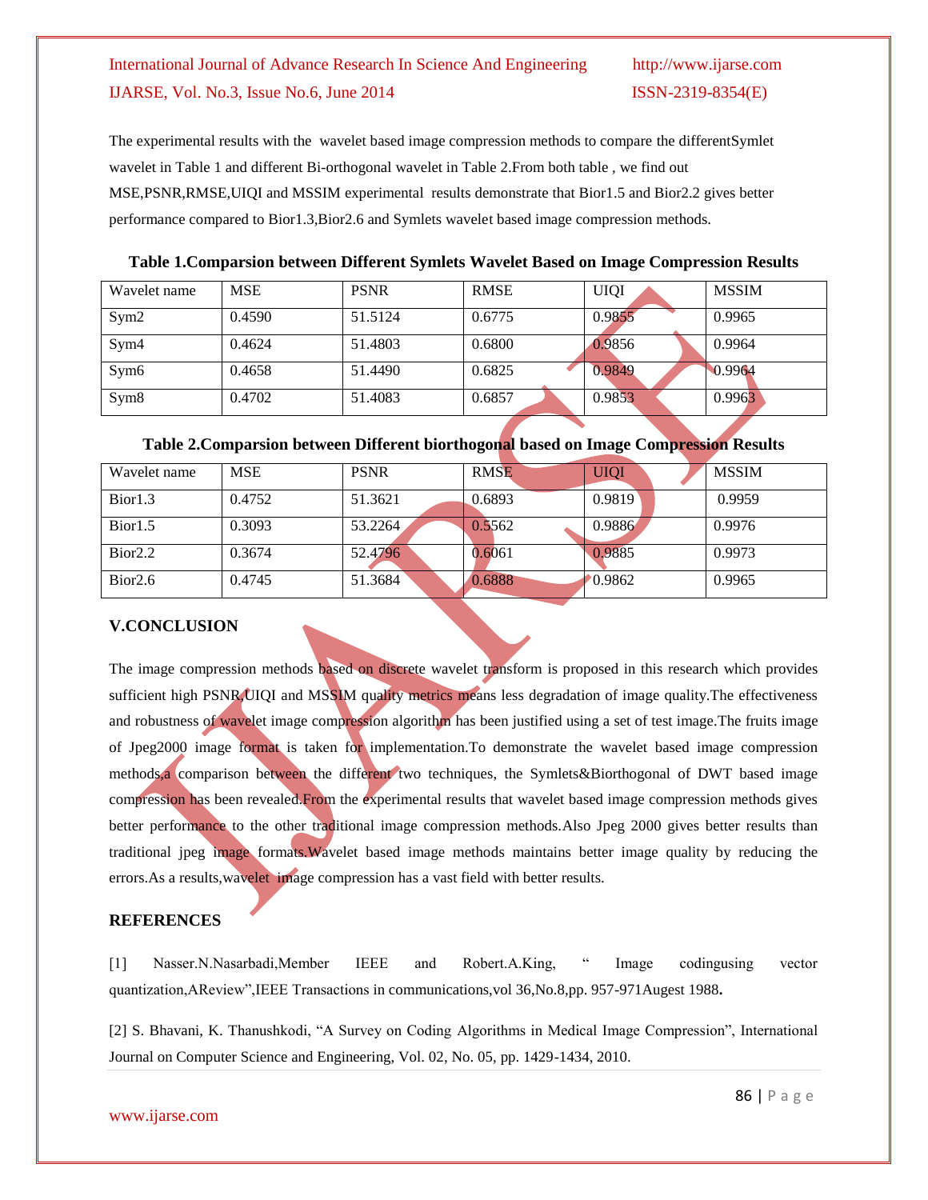The experimental results with the wavelet based image compression methods to compare the differentSymlet wavelet in Table 1 and different Bi-orthogonal wavelet in Table 2.From both table , we find out MSE,PSNR,RMSE,UIQI and MSSIM experimental results demonstrate that Bior1.5 and Bior2.2 gives better performance compared to Bior1.3,Bior2.6 and Symlets wavelet based image compression methods.

**Table 1.Comparsion between Different Symlets Wavelet Based on Image Compression Results**

| Wavelet name | MSE | PSNR | RMSE | UIQI | MSSIM |
|---|---|---|---|---|---|
| Sym2 | 0.4590 | 51.5124 | 0.6775 | 0.9855 | 0.9965 |
| Sym4 | 0.4624 | 51.4803 | 0.6800 | 0.9856 | 0.9964 |
| Sym6 | 0.4658 | 51.4490 | 0.6825 | 0.9849 | 0.9964 |
| Sym8 | 0.4702 | 51.4083 | 0.6857 | 0.9853 | 0.9963 |

**Table 2.Comparsion between Different biorthogonal based on Image Compression Results**

| Wavelet name | MSE | PSNR | RMSE | UIQI | MSSIM |
|---|---|---|---|---|---|
| Bior1.3 | 0.4752 | 51.3621 | 0.6893 | 0.9819 | 0.9959 |
| Bior1.5 | 0.3093 | 53.2264 | 0.5562 | 0.9886 | 0.9976 |
| Bior2.2 | 0.3674 | 52.4796 | 0.6061 | 0.9885 | 0.9973 |
| Bior2.6 | 0.4745 | 51.3684 | 0.6888 | 0.9862 | 0.9965 |

## V.CONCLUSION

The image compression methods based on discrete wavelet transform is proposed in this research which provides sufficient high PSNR,UIQI and MSSIM quality metrics means less degradation of image quality.The effectiveness and robustness of wavelet image compression algorithm has been justified using a set of test image.The fruits image of Jpeg2000 image format is taken for implementation.To demonstrate the wavelet based image compression methods,a comparison between the different two techniques, the Symlets&Biorthogonal of DWT based image compression has been revealed.From the experimental results that wavelet based image compression methods gives better performance to the other traditional image compression methods.Also Jpeg 2000 gives better results than traditional jpeg image formats.Wavelet based image methods maintains better image quality by reducing the errors.As a results,wavelet image compression has a vast field with better results.

## REFERENCES

[1] Nasser.N.Nasarbadi,Member IEEE and Robert.A.King, " Image codingusing vector quantization,AReview",IEEE Transactions in communications,vol 36,No.8,pp. 957-971Augest 1988**.**

[2] S. Bhavani, K. Thanushkodi, "A Survey on Coding Algorithms in Medical Image Compression", International Journal on Computer Science and Engineering, Vol. 02, No. 05, pp. 1429-1434, 2010.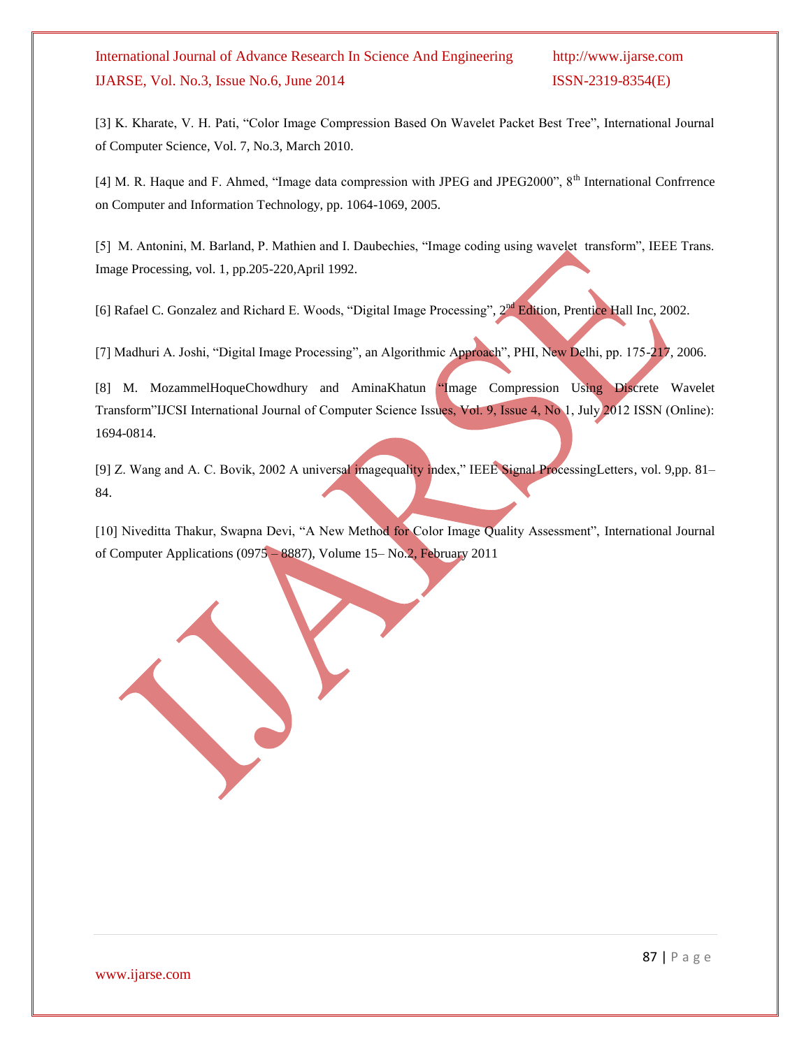[3] K. Kharate, V. H. Pati, "Color Image Compression Based On Wavelet Packet Best Tree", International Journal of Computer Science, Vol. 7, No.3, March 2010.

[4] M. R. Haque and F. Ahmed, "Image data compression with JPEG and JPEG2000", 8th International Confrrence on Computer and Information Technology, pp. 1064-1069, 2005.

[5] M. Antonini, M. Barland, P. Mathien and I. Daubechies, "Image coding using wavelet transform", IEEE Trans. Image Processing, vol. 1, pp.205-220,April 1992.

[6] Rafael C. Gonzalez and Richard E. Woods, "Digital Image Processing", 2nd Edition, Prentice Hall Inc, 2002.

[7] Madhuri A. Joshi, "Digital Image Processing", an Algorithmic Approach", PHI, New Delhi, pp. 175-217, 2006.

[8] M. MozammelHoqueChowdhury and AminaKhatun "Image Compression Using Discrete Wavelet Transform"IJCSI International Journal of Computer Science Issues, Vol. 9, Issue 4, No 1, July 2012 ISSN (Online): 1694-0814.

[9] Z. Wang and A. C. Bovik, 2002 A universal imagequality index," IEEE Signal ProcessingLetters, vol. 9,pp. 81–84.

[10] Niveditta Thakur, Swapna Devi, "A New Method for Color Image Quality Assessment", International Journal of Computer Applications (0975 – 8887), Volume 15– No.2, February 2011